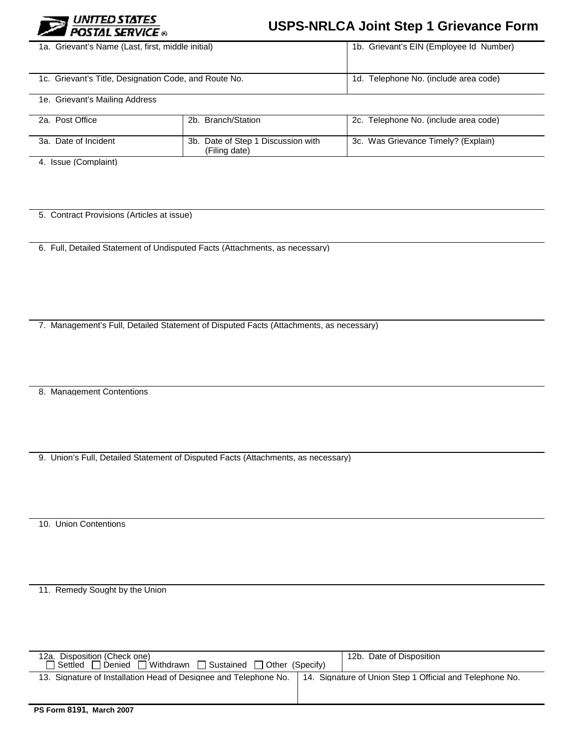UNITED STATES POSTAL SERVICE ®

# USPS-NRLCA Joint Step 1 Grievance Form

| 1a. Grievant's Name (Last, first, middle initial) | | 1b. Grievant's EIN (Employee Id Number) |
|---|---|---|
| 1c. Grievant's Title, Designation Code, and Route No. | | 1d. Telephone No. (include area code) |
| 1e. Grievant's Mailing Address | | |
| 2a. Post Office | 2b. Branch/Station | 2c. Telephone No. (include area code) |
| 3a. Date of Incident | 3b. Date of Step 1 Discussion with (Filing date) | 3c. Was Grievance Timely? (Explain) |

4. Issue (Complaint)

5. Contract Provisions (Articles at issue)

6. Full, Detailed Statement of Undisputed Facts (Attachments, as necessary)

7. Management's Full, Detailed Statement of Disputed Facts (Attachments, as necessary)

8. Management Contentions

9. Union's Full, Detailed Statement of Disputed Facts (Attachments, as necessary)

10. Union Contentions

11. Remedy Sought by the Union

| 12a. Disposition (Check one) ☐ Settled ☐ Denied ☐ Withdrawn ☐ Sustained ☐ Other (Specify) | 12b. Date of Disposition |
|---|---|
| 13. Signature of Installation Head of Designee and Telephone No. | 14. Signature of Union Step 1 Official and Telephone No. |

PS Form 8191, March 2007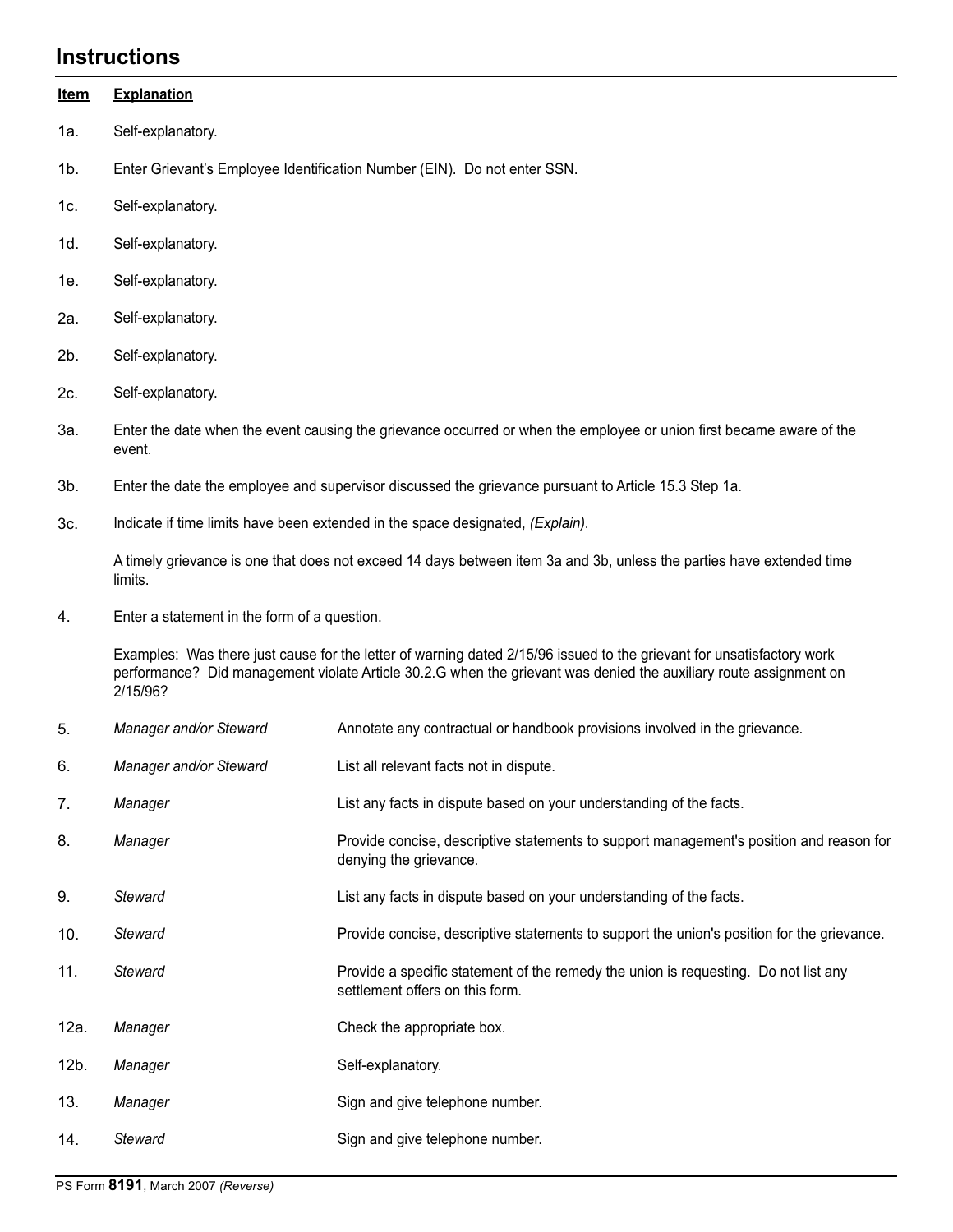# Instructions

| Item | Explanation | |
|---|---|---|
| 1a. | Self-explanatory. | |
| 1b. | Enter Grievant's Employee Identification Number (EIN). Do not enter SSN. | |
| 1c. | Self-explanatory. | |
| 1d. | Self-explanatory. | |
| 1e. | Self-explanatory. | |
| 2a. | Self-explanatory. | |
| 2b. | Self-explanatory. | |
| 2c. | Self-explanatory. | |
| 3a. | Enter the date when the event causing the grievance occurred or when the employee or union first became aware of the event. | |
| 3b. | Enter the date the employee and supervisor discussed the grievance pursuant to Article 15.3 Step 1a. | |
| 3c. | Indicate if time limits have been extended in the space designated, *(Explain)*.<br><br>A timely grievance is one that does not exceed 14 days between item 3a and 3b, unless the parties have extended time limits. | |
| 4. | Enter a statement in the form of a question.<br><br>Examples: Was there just cause for the letter of warning dated 2/15/96 issued to the grievant for unsatisfactory work performance? Did management violate Article 30.2.G when the grievant was denied the auxiliary route assignment on 2/15/96? | |
| 5. | *Manager and/or Steward* | Annotate any contractual or handbook provisions involved in the grievance. |
| 6. | *Manager and/or Steward* | List all relevant facts not in dispute. |
| 7. | *Manager* | List any facts in dispute based on your understanding of the facts. |
| 8. | *Manager* | Provide concise, descriptive statements to support management's position and reason for denying the grievance. |
| 9. | *Steward* | List any facts in dispute based on your understanding of the facts. |
| 10. | *Steward* | Provide concise, descriptive statements to support the union's position for the grievance. |
| 11. | *Steward* | Provide a specific statement of the remedy the union is requesting. Do not list any settlement offers on this form. |
| 12a. | *Manager* | Check the appropriate box. |
| 12b. | *Manager* | Self-explanatory. |
| 13. | *Manager* | Sign and give telephone number. |
| 14. | *Steward* | Sign and give telephone number. |

PS Form **8191**, March 2007 *(Reverse)*